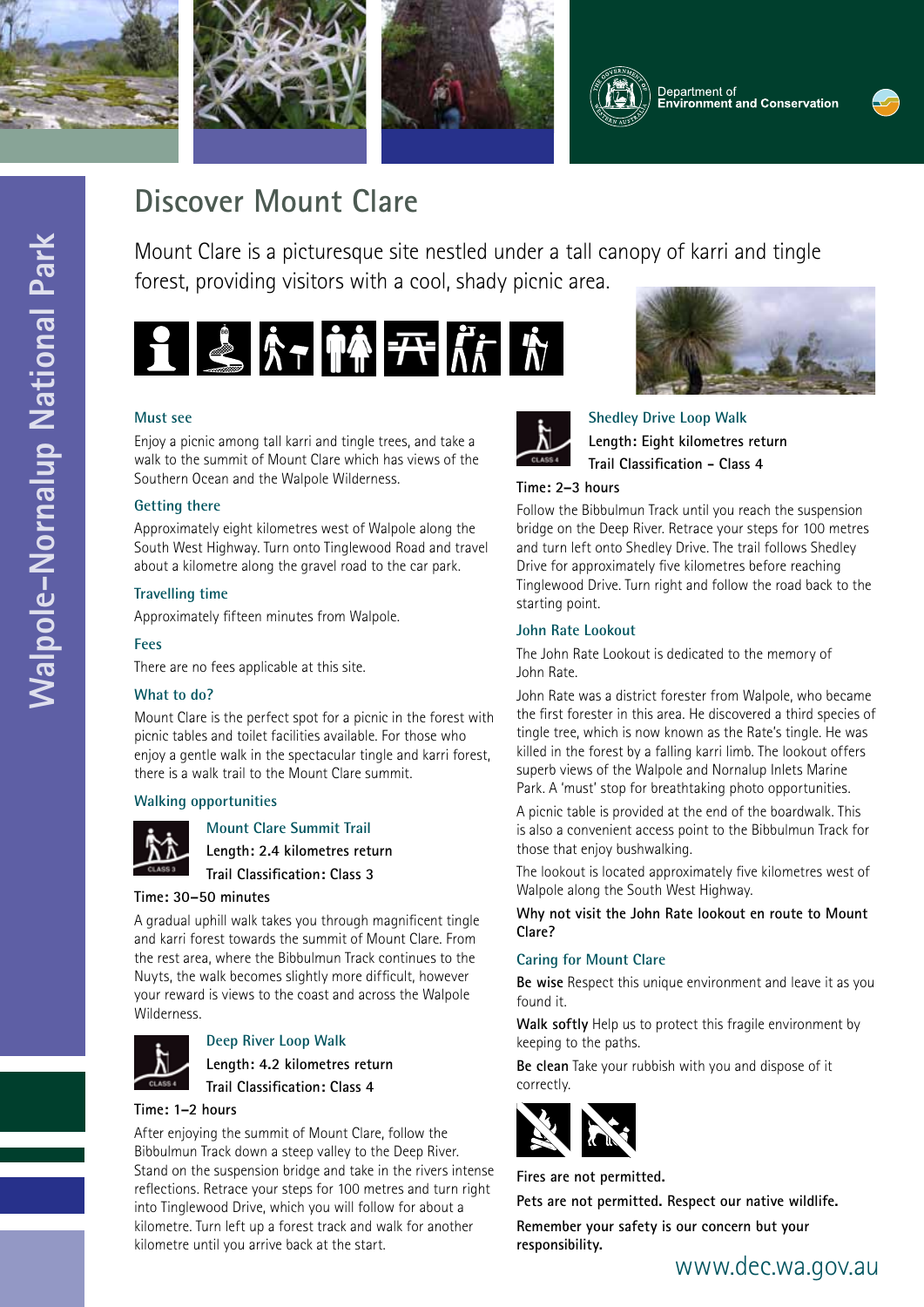Department of Environment and Conservation

Walpole-Nornalup National Park

# Discover Mount Clare

Mount Clare is a picturesque site nestled under a tall canopy of karri and tingle forest, providing visitors with a cool, shady picnic area.

### Must see

Enjoy a picnic among tall karri and tingle trees, and take a walk to the summit of Mount Clare which has views of the Southern Ocean and the Walpole Wilderness.

### Getting there

Approximately eight kilometres west of Walpole along the South West Highway. Turn onto Tinglewood Road and travel about a kilometre along the gravel road to the car park.

### Travelling time

Approximately fifteen minutes from Walpole.

### Fees

There are no fees applicable at this site.

### What to do?

Mount Clare is the perfect spot for a picnic in the forest with picnic tables and toilet facilities available. For those who enjoy a gentle walk in the spectacular tingle and karri forest, there is a walk trail to the Mount Clare summit.

### Walking opportunities

#### Mount Clare Summit Trail

**Length: 2.4 kilometres return**

**Trail Classification: Class 3**

**Time: 30–50 minutes**

A gradual uphill walk takes you through magnificent tingle and karri forest towards the summit of Mount Clare. From the rest area, where the Bibbulmun Track continues to the Nuyts, the walk becomes slightly more difficult, however your reward is views to the coast and across the Walpole Wilderness.

#### Deep River Loop Walk

**Length: 4.2 kilometres return**

**Trail Classification: Class 4**

**Time: 1–2 hours**

After enjoying the summit of Mount Clare, follow the Bibbulmun Track down a steep valley to the Deep River. Stand on the suspension bridge and take in the rivers intense reflections. Retrace your steps for 100 metres and turn right into Tinglewood Drive, which you will follow for about a kilometre. Turn left up a forest track and walk for another kilometre until you arrive back at the start.

#### Shedley Drive Loop Walk

**Length: Eight kilometres return**

**Trail Classification - Class 4**

**Time: 2–3 hours**

Follow the Bibbulmun Track until you reach the suspension bridge on the Deep River. Retrace your steps for 100 metres and turn left onto Shedley Drive. The trail follows Shedley Drive for approximately five kilometres before reaching Tinglewood Drive. Turn right and follow the road back to the starting point.

### John Rate Lookout

The John Rate Lookout is dedicated to the memory of John Rate.

John Rate was a district forester from Walpole, who became the first forester in this area. He discovered a third species of tingle tree, which is now known as the Rate's tingle. He was killed in the forest by a falling karri limb. The lookout offers superb views of the Walpole and Nornalup Inlets Marine Park. A 'must' stop for breathtaking photo opportunities.

A picnic table is provided at the end of the boardwalk. This is also a convenient access point to the Bibbulmun Track for those that enjoy bushwalking.

The lookout is located approximately five kilometres west of Walpole along the South West Highway.

**Why not visit the John Rate lookout en route to Mount Clare?**

### Caring for Mount Clare

**Be wise** Respect this unique environment and leave it as you found it.

**Walk softly** Help us to protect this fragile environment by keeping to the paths.

**Be clean** Take your rubbish with you and dispose of it correctly.

**Fires are not permitted.**

**Pets are not permitted. Respect our native wildlife.**

**Remember your safety is our concern but your responsibility.**

www.dec.wa.gov.au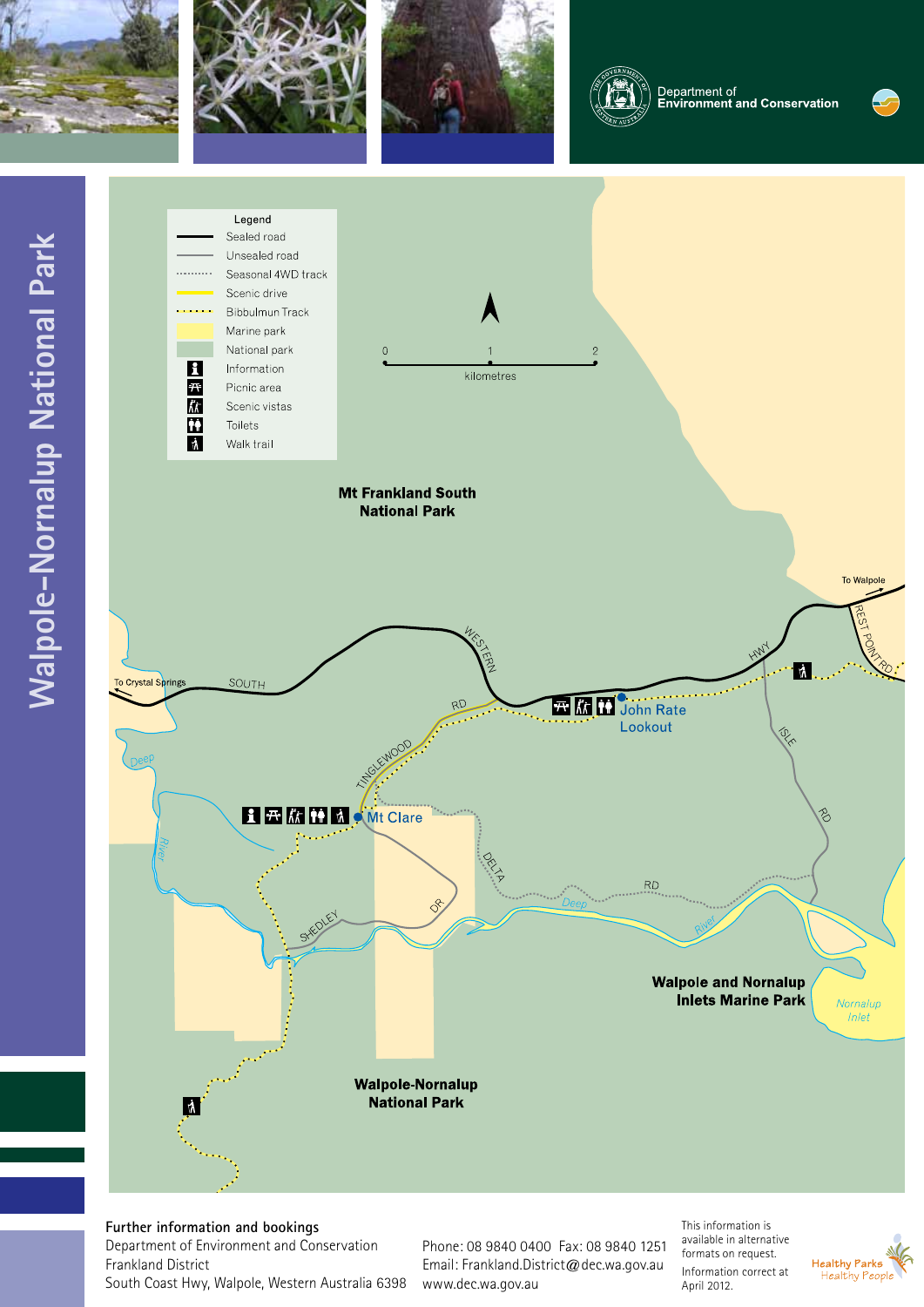Department of
Environment and Conservation

# Walpole–Nornalup National Park

**Legend**

- Sealed road
- Unsealed road
- Seasonal 4WD track
- Scenic drive
- Bibbulmun Track
- Marine park
- National park
- Information
- Picnic area
- Scenic vistas
- Toilets
- Walk trail

0
1
2
kilometres

**Mt Frankland South National Park**

To Walpole

REST POINT RD

WESTERN

HWY

To Crystal Springs

SOUTH

RD

John Rate Lookout

TINGLEWOOD

ISLE

RD

Deep

River

Mt Clare

DELTA

RD

SHEDLEY

DR

Deep

River

**Walpole and Nornalup Inlets Marine Park**

Nornalup Inlet

**Walpole-Nornalup National Park**

**Further information and bookings**

Department of Environment and Conservation
Frankland District
South Coast Hwy, Walpole, Western Australia 6398

Phone: 08 9840 0400 Fax: 08 9840 1251
Email: Frankland.District@dec.wa.gov.au
www.dec.wa.gov.au

This information is available in alternative formats on request.

Information correct at April 2012.

Healthy Parks Healthy People